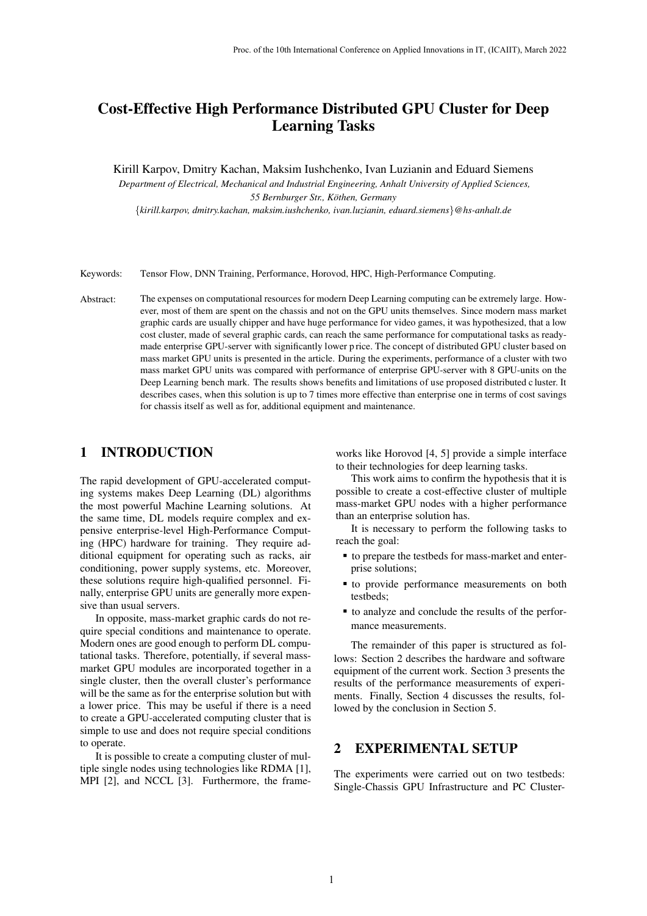# Cost-Effective High Performance Distributed GPU Cluster for Deep Learning Tasks

Kirill Karpov, Dmitry Kachan, Maksim Iushchenko, Ivan Luzianin and Eduard Siemens

*Department of Electrical, Mechanical and Industrial Engineering, Anhalt University of Applied Sciences, 55 Bernburger Str., Köthen, Germany*

{*kirill.karpov, dmitry.kachan, maksim.iushchenko, ivan.luzianin, eduard.siemens*}*@hs-anhalt.de*

Keywords: Tensor Flow, DNN Training, Performance, Horovod, HPC, High-Performance Computing.

Abstract: The expenses on computational resources for modern Deep Learning computing can be extremely large. However, most of them are spent on the chassis and not on the GPU units themselves. Since modern mass market graphic cards are usually chipper and have huge performance for video games, it was hypothesized, that a low cost cluster, made of several graphic cards, can reach the same performance for computational tasks as ready-made enterprise GPU-server with significantly lower p rice. The concept of distributed GPU cluster based on mass market GPU units is presented in the article. During the experiments, performance of a cluster with two mass market GPU units was compared with performance of enterprise GPU-server with 8 GPU-units on the Deep Learning bench mark. The results shows benefits and limitations of use proposed distributed c luster. It describes cases, when this solution is up to 7 times more effective than enterprise one in terms of cost savings for chassis itself as well as for, additional equipment and maintenance.

## 1 INTRODUCTION

The rapid development of GPU-accelerated computing systems makes Deep Learning (DL) algorithms the most powerful Machine Learning solutions. At the same time, DL models require complex and expensive enterprise-level High-Performance Computing (HPC) hardware for training. They require additional equipment for operating such as racks, air conditioning, power supply systems, etc. Moreover, these solutions require high-qualified personnel. Finally, enterprise GPU units are generally more expensive than usual servers.

In opposite, mass-market graphic cards do not require special conditions and maintenance to operate. Modern ones are good enough to perform DL computational tasks. Therefore, potentially, if several mass-market GPU modules are incorporated together in a single cluster, then the overall cluster's performance will be the same as for the enterprise solution but with a lower price. This may be useful if there is a need to create a GPU-accelerated computing cluster that is simple to use and does not require special conditions to operate.

It is possible to create a computing cluster of multiple single nodes using technologies like RDMA [1], MPI [2], and NCCL [3]. Furthermore, the frameworks like Horovod [4, 5] provide a simple interface to their technologies for deep learning tasks.

This work aims to confirm the hypothesis that it is possible to create a cost-effective cluster of multiple mass-market GPU nodes with a higher performance than an enterprise solution has.

It is necessary to perform the following tasks to reach the goal:

- to prepare the testbeds for mass-market and enterprise solutions;
- to provide performance measurements on both testbeds;
- to analyze and conclude the results of the performance measurements.

The remainder of this paper is structured as follows: Section 2 describes the hardware and software equipment of the current work. Section 3 presents the results of the performance measurements of experiments. Finally, Section 4 discusses the results, followed by the conclusion in Section 5.

## 2 EXPERIMENTAL SETUP

The experiments were carried out on two testbeds: Single-Chassis GPU Infrastructure and PC Cluster-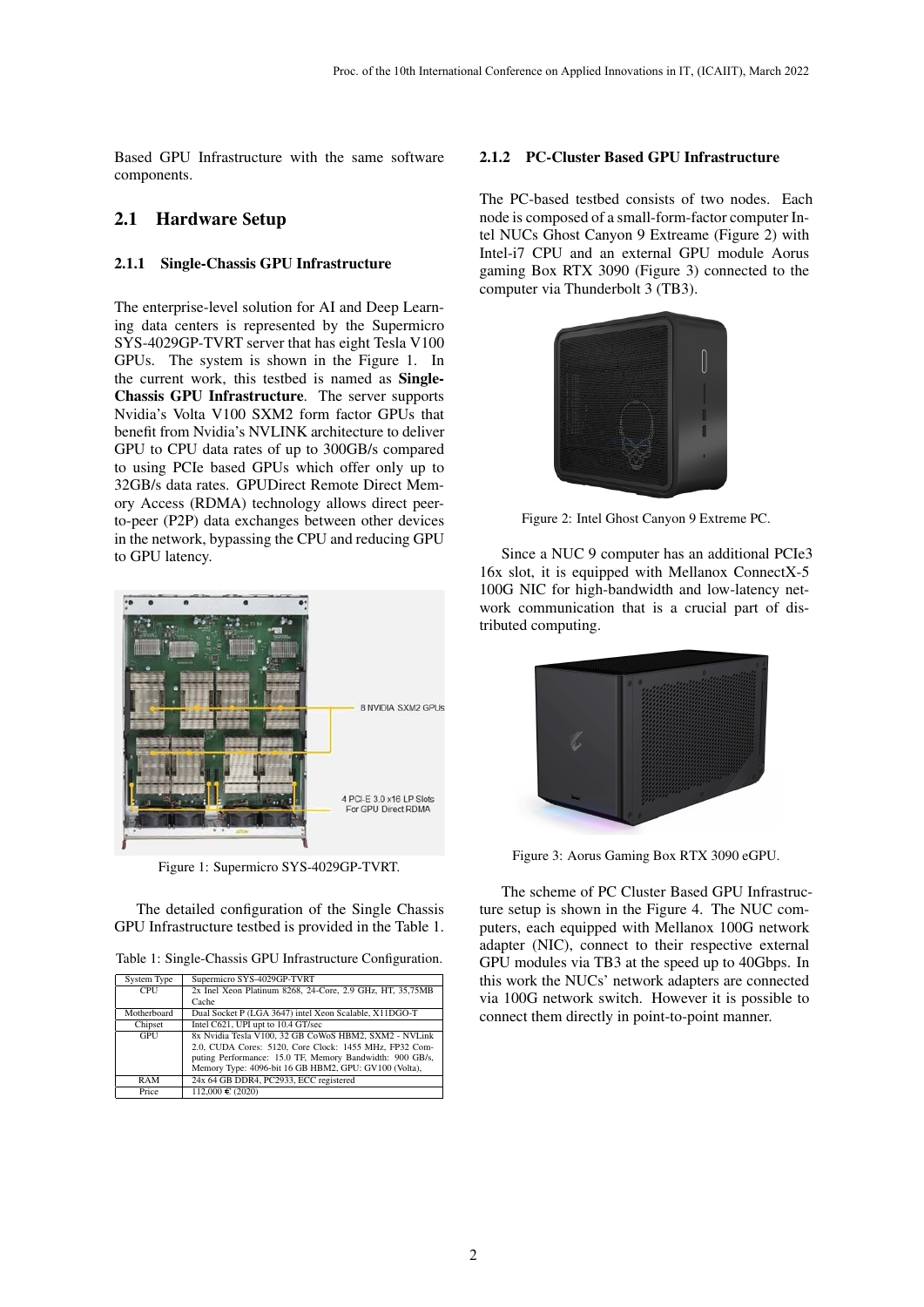Based GPU Infrastructure with the same software components.

## 2.1 Hardware Setup

### 2.1.1 Single-Chassis GPU Infrastructure

The enterprise-level solution for AI and Deep Learning data centers is represented by the Supermicro SYS-4029GP-TVRT server that has eight Tesla V100 GPUs. The system is shown in the Figure 1. In the current work, this testbed is named as **Single-Chassis GPU Infrastructure**. The server supports Nvidia's Volta V100 SXM2 form factor GPUs that benefit from Nvidia's NVLINK architecture to deliver GPU to CPU data rates of up to 300GB/s compared to using PCIe based GPUs which offer only up to 32GB/s data rates. GPUDirect Remote Direct Memory Access (RDMA) technology allows direct peer-to-peer (P2P) data exchanges between other devices in the network, bypassing the CPU and reducing GPU to GPU latency.

Figure 1: Supermicro SYS-4029GP-TVRT.

The detailed configuration of the Single Chassis GPU Infrastructure testbed is provided in the Table 1.

Table 1: Single-Chassis GPU Infrastructure Configuration.

| System Type | Supermicro SYS-4029GP-TVRT |
|---|---|
| CPU | 2x Inel Xeon Platinum 8268, 24-Core, 2.9 GHz, HT, 35,75MB Cache |
| Motherboard | Dual Socket P (LGA 3647) intel Xeon Scalable, X11DGO-T |
| Chipset | Intel C621, UPI upt to 10.4 GT/sec |
| GPU | 8x Nvidia Tesla V100, 32 GB CoWoS HBM2, SXM2 - NVLink 2.0, CUDA Cores: 5120, Core Clock: 1455 MHz, FP32 Computing Performance: 15.0 TF, Memory Bandwidth: 900 GB/s, Memory Type: 4096-bit 16 GB HBM2, GPU: GV100 (Volta), |
| RAM | 24x 64 GB DDR4, PC2933, ECC registered |
| Price | 112,000 € (2020) |

### 2.1.2 PC-Cluster Based GPU Infrastructure

The PC-based testbed consists of two nodes. Each node is composed of a small-form-factor computer Intel NUCs Ghost Canyon 9 Extreame (Figure 2) with Intel-i7 CPU and an external GPU module Aorus gaming Box RTX 3090 (Figure 3) connected to the computer via Thunderbolt 3 (TB3).

Figure 2: Intel Ghost Canyon 9 Extreme PC.

Since a NUC 9 computer has an additional PCIe3 16x slot, it is equipped with Mellanox ConnectX-5 100G NIC for high-bandwidth and low-latency network communication that is a crucial part of distributed computing.

Figure 3: Aorus Gaming Box RTX 3090 eGPU.

The scheme of PC Cluster Based GPU Infrastructure setup is shown in the Figure 4. The NUC computers, each equipped with Mellanox 100G network adapter (NIC), connect to their respective external GPU modules via TB3 at the speed up to 40Gbps. In this work the NUCs' network adapters are connected via 100G network switch. However it is possible to connect them directly in point-to-point manner.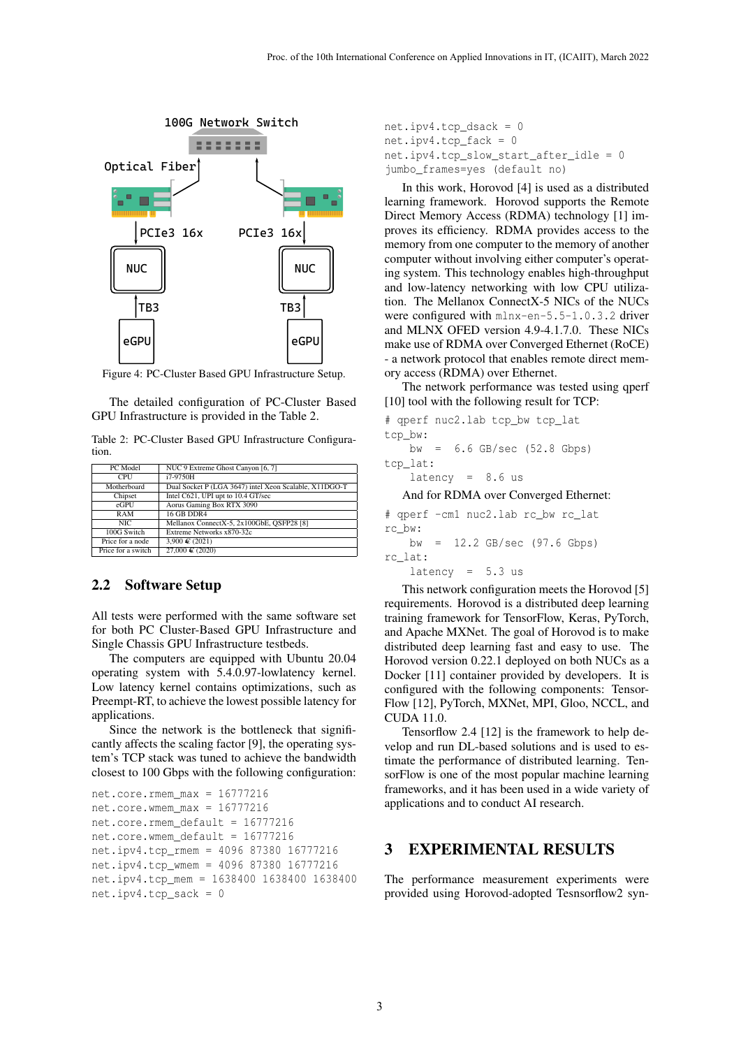Figure 4: PC-Cluster Based GPU Infrastructure Setup.

The detailed configuration of PC-Cluster Based GPU Infrastructure is provided in the Table 2.

Table 2: PC-Cluster Based GPU Infrastructure Configuration.

| PC Model | NUC 9 Extreme Ghost Canyon [6, 7] |
|---|---|
| CPU | i7-9750H |
| Motherboard | Dual Socket P (LGA 3647) intel Xeon Scalable, X11DGO-T |
| Chipset | Intel C621, UPI upt to 10.4 GT/sec |
| eGPU | Aorus Gaming Box RTX 3090 |
| RAM | 16 GB DDR4 |
| NIC | Mellanox ConnectX-5, 2x100GbE, QSFP28 [8] |
| 100G Switch | Extreme Networks x870-32c |
| Price for a node | 3,900 € (2021) |
| Price for a switch | 27,000 € (2020) |

## 2.2 Software Setup

All tests were performed with the same software set for both PC Cluster-Based GPU Infrastructure and Single Chassis GPU Infrastructure testbeds.

The computers are equipped with Ubuntu 20.04 operating system with 5.4.0.97-lowlatency kernel. Low latency kernel contains optimizations, such as Preempt-RT, to achieve the lowest possible latency for applications.

Since the network is the bottleneck that significantly affects the scaling factor [9], the operating system's TCP stack was tuned to achieve the bandwidth closest to 100 Gbps with the following configuration:

```
net.core.rmem_max = 16777216
net.core.wmem_max = 16777216
net.core.rmem_default = 16777216
net.core.wmem_default = 16777216
net.ipv4.tcp_rmem = 4096 87380 16777216
net.ipv4.tcp_wmem = 4096 87380 16777216
net.ipv4.tcp_mem = 1638400 1638400 1638400
net.ipv4.tcp_sack = 0
net.ipv4.tcp_dsack = 0
net.ipv4.tcp_fack = 0
net.ipv4.tcp_slow_start_after_idle = 0
jumbo_frames=yes (default no)
```

In this work, Horovod [4] is used as a distributed learning framework. Horovod supports the Remote Direct Memory Access (RDMA) technology [1] improves its efficiency. RDMA provides access to the memory from one computer to the memory of another computer without involving either computer's operating system. This technology enables high-throughput and low-latency networking with low CPU utilization. The Mellanox ConnectX-5 NICs of the NUCs were configured with `mlnx-en-5.5-1.0.3.2` driver and MLNX OFED version 4.9-4.1.7.0. These NICs make use of RDMA over Converged Ethernet (RoCE) - a network protocol that enables remote direct memory access (RDMA) over Ethernet.

The network performance was tested using qperf [10] tool with the following result for TCP:

```
# qperf nuc2.lab tcp_bw tcp_lat
tcp_bw:
    bw  =  6.6 GB/sec (52.8 Gbps)
tcp_lat:
    latency  =  8.6 us
```

And for RDMA over Converged Ethernet:

```
# qperf -cm1 nuc2.lab rc_bw rc_lat
rc_bw:
    bw  =  12.2 GB/sec (97.6 Gbps)
rc_lat:
    latency  =  5.3 us
```

This network configuration meets the Horovod [5] requirements. Horovod is a distributed deep learning training framework for TensorFlow, Keras, PyTorch, and Apache MXNet. The goal of Horovod is to make distributed deep learning fast and easy to use. The Horovod version 0.22.1 deployed on both NUCs as a Docker [11] container provided by developers. It is configured with the following components: TensorFlow [12], PyTorch, MXNet, MPI, Gloo, NCCL, and CUDA 11.0.

Tensorflow 2.4 [12] is the framework to help develop and run DL-based solutions and is used to estimate the performance of distributed learning. TensorFlow is one of the most popular machine learning frameworks, and it has been used in a wide variety of applications and to conduct AI research.

# 3 EXPERIMENTAL RESULTS

The performance measurement experiments were provided using Horovod-adopted Tesnsorflow2 syn-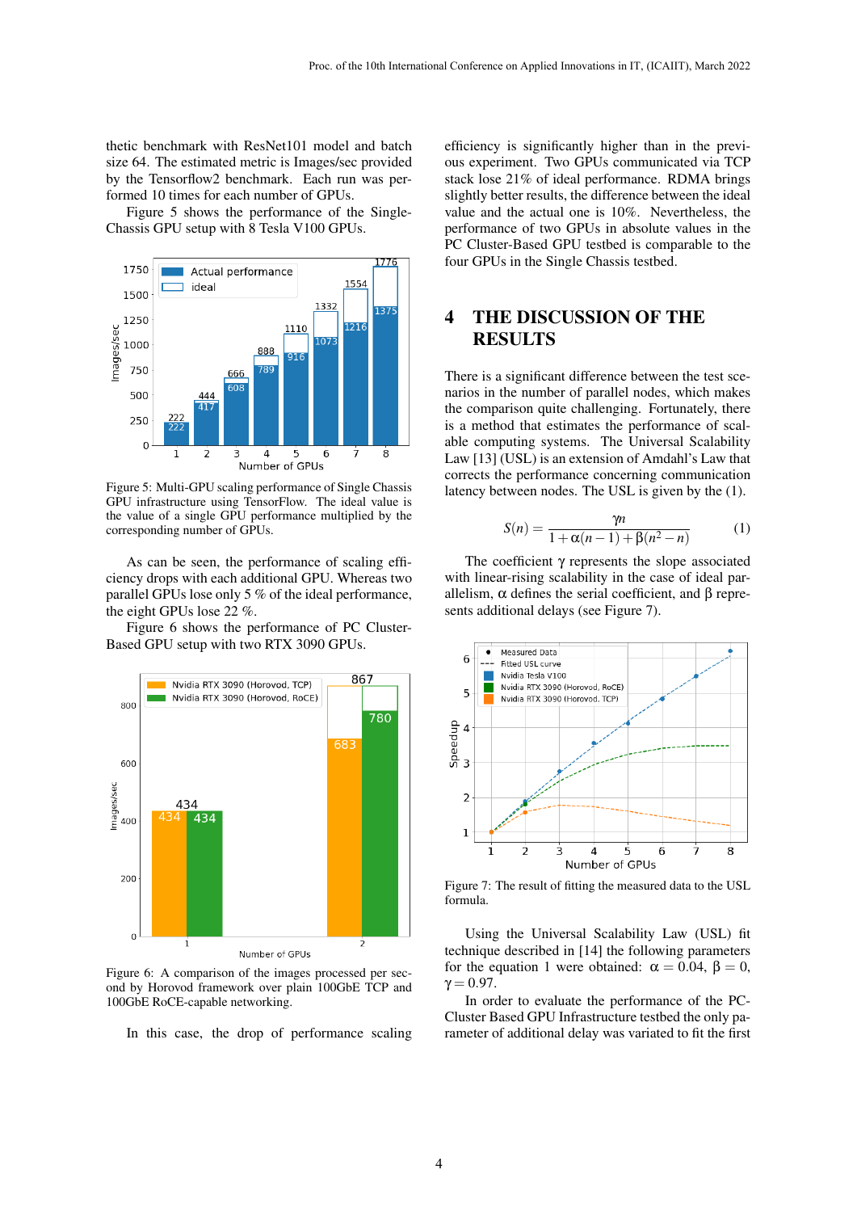thetic benchmark with ResNet101 model and batch size 64. The estimated metric is Images/sec provided by the Tensorflow2 benchmark. Each run was performed 10 times for each number of GPUs.

Figure 5 shows the performance of the Single-Chassis GPU setup with 8 Tesla V100 GPUs.

Figure 5: Multi-GPU scaling performance of Single Chassis GPU infrastructure using TensorFlow. The ideal value is the value of a single GPU performance multiplied by the corresponding number of GPUs.

As can be seen, the performance of scaling efficiency drops with each additional GPU. Whereas two parallel GPUs lose only 5 % of the ideal performance, the eight GPUs lose 22 %.

Figure 6 shows the performance of PC Cluster-Based GPU setup with two RTX 3090 GPUs.

Figure 6: A comparison of the images processed per second by Horovod framework over plain 100GbE TCP and 100GbE RoCE-capable networking.

In this case, the drop of performance scaling efficiency is significantly higher than in the previous experiment. Two GPUs communicated via TCP stack lose 21% of ideal performance. RDMA brings slightly better results, the difference between the ideal value and the actual one is 10%. Nevertheless, the performance of two GPUs in absolute values in the PC Cluster-Based GPU testbed is comparable to the four GPUs in the Single Chassis testbed.

# 4 THE DISCUSSION OF THE RESULTS

There is a significant difference between the test scenarios in the number of parallel nodes, which makes the comparison quite challenging. Fortunately, there is a method that estimates the performance of scalable computing systems. The Universal Scalability Law [13] (USL) is an extension of Amdahl's Law that corrects the performance concerning communication latency between nodes. The USL is given by the (1).

$$S(n) = \frac{\gamma n}{1 + \alpha(n-1) + \beta(n^2 - n)} \tag{1}$$

The coefficient $\gamma$ represents the slope associated with linear-rising scalability in the case of ideal parallelism, $\alpha$ defines the serial coefficient, and $\beta$ represents additional delays (see Figure 7).

Figure 7: The result of fitting the measured data to the USL formula.

Using the Universal Scalability Law (USL) fit technique described in [14] the following parameters for the equation 1 were obtained: $\alpha = 0.04$, $\beta = 0$, $\gamma = 0.97$.

In order to evaluate the performance of the PC-Cluster Based GPU Infrastructure testbed the only parameter of additional delay was variated to fit the first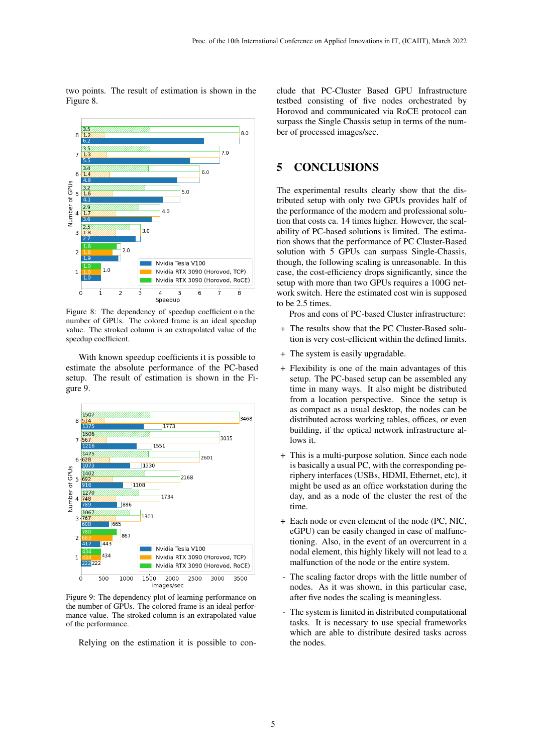two points. The result of estimation is shown in the Figure 8.

Figure 8: The dependency of speedup coefficient o n the number of GPUs. The colored frame is an ideal speedup value. The stroked column is an extrapolated value of the speedup coefficient.

With known speedup coefficients it is possible to estimate the absolute performance of the PC-based setup. The result of estimation is shown in the Figure 9.

Figure 9: The dependency plot of learning performance on the number of GPUs. The colored frame is an ideal performance value. The stroked column is an extrapolated value of the performance.

Relying on the estimation it is possible to conclude that PC-Cluster Based GPU Infrastructure testbed consisting of five nodes orchestrated by Horovod and communicated via RoCE protocol can surpass the Single Chassis setup in terms of the number of processed images/sec.

## 5 CONCLUSIONS

The experimental results clearly show that the distributed setup with only two GPUs provides half of the performance of the modern and professional solution that costs ca. 14 times higher. However, the scalability of PC-based solutions is limited. The estimation shows that the performance of PC Cluster-Based solution with 5 GPUs can surpass Single-Chassis, though, the following scaling is unreasonable. In this case, the cost-efficiency drops significantly, since the setup with more than two GPUs requires a 100G network switch. Here the estimated cost win is supposed to be 2.5 times.

Pros and cons of PC-based Cluster infrastructure:

+ The results show that the PC Cluster-Based solution is very cost-efficient within the defined limits.
+ The system is easily upgradable.
+ Flexibility is one of the main advantages of this setup. The PC-based setup can be assembled any time in many ways. It also might be distributed from a location perspective. Since the setup is as compact as a usual desktop, the nodes can be distributed across working tables, offices, or even building, if the optical network infrastructure allows it.
+ This is a multi-purpose solution. Since each node is basically a usual PC, with the corresponding periphery interfaces (USBs, HDMI, Ethernet, etc), it might be used as an office workstation during the day, and as a node of the cluster the rest of the time.
+ Each node or even element of the node (PC, NIC, eGPU) can be easily changed in case of malfunctioning. Also, in the event of an overcurrent in a nodal element, this highly likely will not lead to a malfunction of the node or the entire system.
- The scaling factor drops with the little number of nodes. As it was shown, in this particular case, after five nodes the scaling is meaningless.
- The system is limited in distributed computational tasks. It is necessary to use special frameworks which are able to distribute desired tasks across the nodes.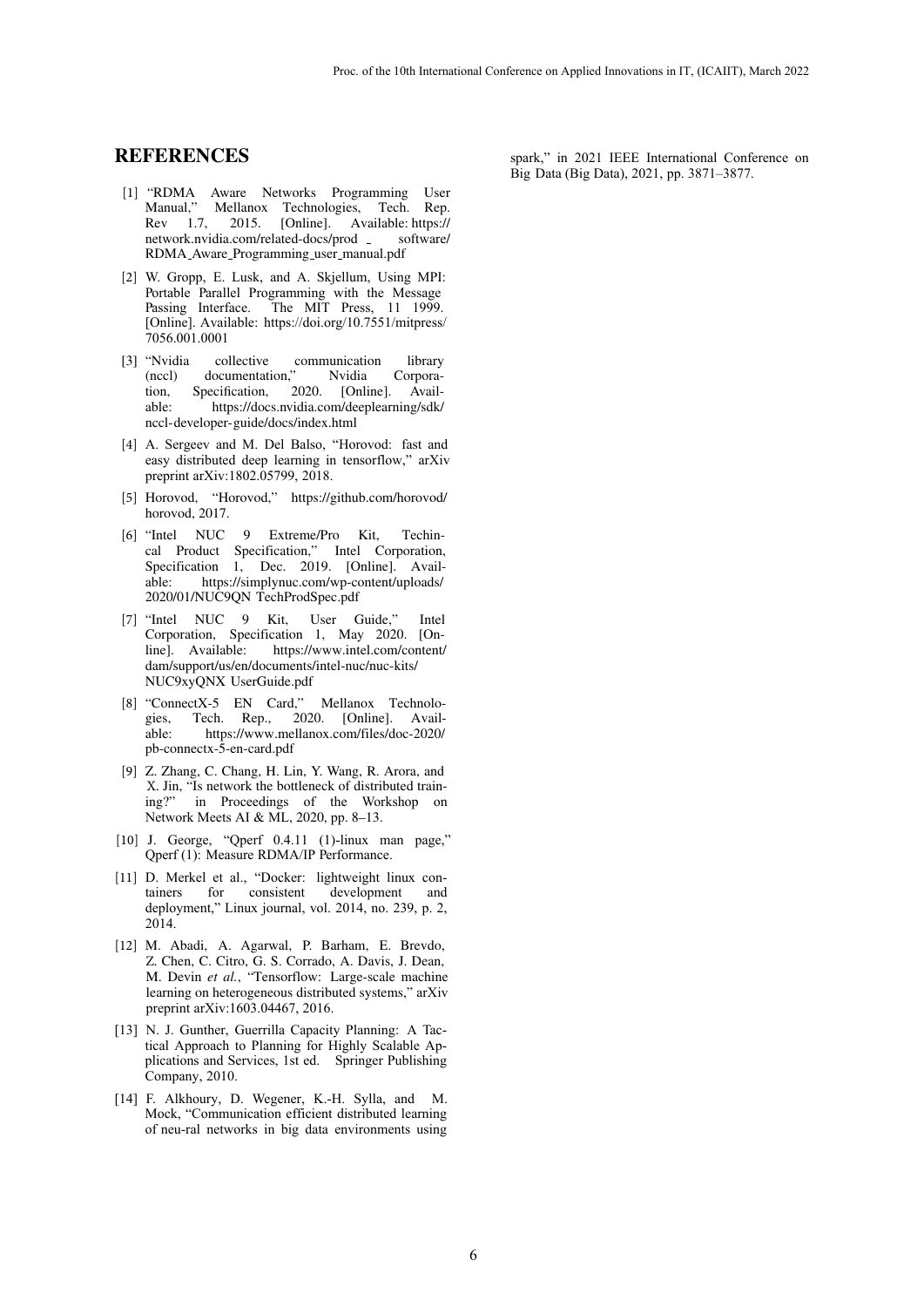# REFERENCES

[1] "RDMA Aware Networks Programming User Manual," Mellanox Technologies, Tech. Rep. Rev 1.7, 2015. [Online]. Available: https://network.nvidia.com/related-docs/prod_software/RDMA_Aware_Programming_user_manual.pdf

[2] W. Gropp, E. Lusk, and A. Skjellum, Using MPI: Portable Parallel Programming with the Message Passing Interface. The MIT Press, 11 1999. [Online]. Available: https://doi.org/10.7551/mitpress/7056.001.0001

[3] "Nvidia collective communication library (nccl) documentation," Nvidia Corporation, Specification, 2020. [Online]. Available: https://docs.nvidia.com/deeplearning/sdk/nccl-developer-guide/docs/index.html

[4] A. Sergeev and M. Del Balso, "Horovod: fast and easy distributed deep learning in tensorflow," arXiv preprint arXiv:1802.05799, 2018.

[5] Horovod, "Horovod," https://github.com/horovod/horovod, 2017.

[6] "Intel NUC 9 Extreme/Pro Kit, Techincal Product Specification," Intel Corporation, Specification 1, Dec. 2019. [Online]. Available: https://simplynuc.com/wp-content/uploads/2020/01/NUC9QN_TechProdSpec.pdf

[7] "Intel NUC 9 Kit, User Guide," Intel Corporation, Specification 1, May 2020. [Online]. Available: https://www.intel.com/content/dam/support/us/en/documents/intel-nuc/nuc-kits/NUC9xyQNX_UserGuide.pdf

[8] "ConnectX-5 EN Card," Mellanox Technologies, Tech. Rep., 2020. [Online]. Available: https://www.mellanox.com/files/doc-2020/pb-connectx-5-en-card.pdf

[9] Z. Zhang, C. Chang, H. Lin, Y. Wang, R. Arora, and X. Jin, "Is network the bottleneck of distributed training?" in Proceedings of the Workshop on Network Meets AI & ML, 2020, pp. 8–13.

[10] J. George, "Qperf 0.4.11 (1)-linux man page," Qperf (1): Measure RDMA/IP Performance.

[11] D. Merkel et al., "Docker: lightweight linux containers for consistent development and deployment," Linux journal, vol. 2014, no. 239, p. 2, 2014.

[12] M. Abadi, A. Agarwal, P. Barham, E. Brevdo, Z. Chen, C. Citro, G. S. Corrado, A. Davis, J. Dean, M. Devin *et al.*, "Tensorflow: Large-scale machine learning on heterogeneous distributed systems," arXiv preprint arXiv:1603.04467, 2016.

[13] N. J. Gunther, Guerrilla Capacity Planning: A Tactical Approach to Planning for Highly Scalable Applications and Services, 1st ed. Springer Publishing Company, 2010.

[14] F. Alkhoury, D. Wegener, K.-H. Sylla, and M. Mock, "Communication efficient distributed learning of neu-ral networks in big data environments using spark," in 2021 IEEE International Conference on Big Data (Big Data), 2021, pp. 3871–3877.